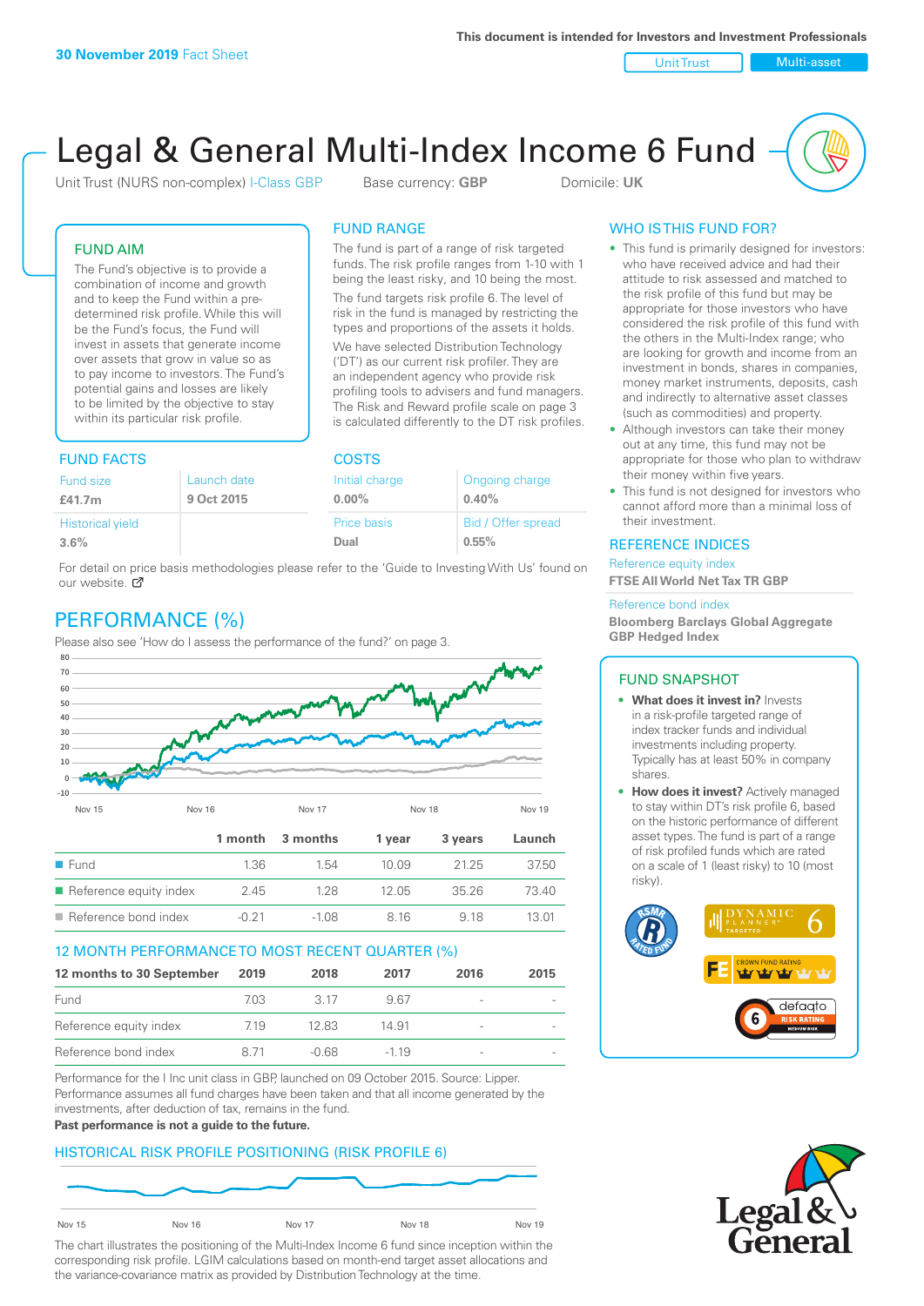30 November 2019 Fact Sheet

This document is intended for Investors and Investment Professionals

Unit Trust | Multi-asset

# Legal & General Multi-Index Income 6 Fund

Unit Trust (NURS non-complex) I-Class GBP    Base currency: **GBP**    Domicile: **UK**

## FUND AIM

The Fund's objective is to provide a combination of income and growth and to keep the Fund within a pre-determined risk profile. While this will be the Fund's focus, the Fund will invest in assets that generate income over assets that grow in value so as to pay income to investors. The Fund's potential gains and losses are likely to be limited by the objective to stay within its particular risk profile.

## FUND RANGE

The fund is part of a range of risk targeted funds. The risk profile ranges from 1-10 with 1 being the least risky, and 10 being the most.

The fund targets risk profile 6. The level of risk in the fund is managed by restricting the types and proportions of the assets it holds. We have selected Distribution Technology ('DT') as our current risk profiler. They are an independent agency who provide risk profiling tools to advisers and fund managers. The Risk and Reward profile scale on page 3 is calculated differently to the DT risk profiles.

## FUND FACTS

| Fund size | Launch date |
|---|---|
| **£41.7m** | **9 Oct 2015** |
| Historical yield | |
| **3.6%** | |

## COSTS

| Initial charge | Ongoing charge |
|---|---|
| **0.00%** | **0.40%** |
| Price basis | Bid / Offer spread |
| **Dual** | **0.55%** |

For detail on price basis methodologies please refer to the 'Guide to Investing With Us' found on our website.

## PERFORMANCE (%)

Please also see 'How do I assess the performance of the fund?' on page 3.

| | 1 month | 3 months | 1 year | 3 years | Launch |
|---|---|---|---|---|---|
| Fund | 1.36 | 1.54 | 10.09 | 21.25 | 37.50 |
| Reference equity index | 2.45 | 1.28 | 12.05 | 35.26 | 73.40 |
| Reference bond index | -0.21 | -1.08 | 8.16 | 9.18 | 13.01 |

## 12 MONTH PERFORMANCE TO MOST RECENT QUARTER (%)

| 12 months to 30 September | 2019 | 2018 | 2017 | 2016 | 2015 |
|---|---|---|---|---|---|
| Fund | 7.03 | 3.17 | 9.67 | - | - |
| Reference equity index | 7.19 | 12.83 | 14.91 | - | - |
| Reference bond index | 8.71 | -0.68 | -1.19 | - | - |

Performance for the I Inc unit class in GBP, launched on 09 October 2015. Source: Lipper. Performance assumes all fund charges have been taken and that all income generated by the investments, after deduction of tax, remains in the fund.

**Past performance is not a guide to the future.**

## HISTORICAL RISK PROFILE POSITIONING (RISK PROFILE 6)

The chart illustrates the positioning of the Multi-Index Income 6 fund since inception within the corresponding risk profile. LGIM calculations based on month-end target asset allocations and the variance-covariance matrix as provided by Distribution Technology at the time.

## WHO IS THIS FUND FOR?

- This fund is primarily designed for investors: who have received advice and had their attitude to risk assessed and matched to the risk profile of this fund but may be appropriate for those investors who have considered the risk profile of this fund with the others in the Multi-Index range; who are looking for growth and income from an investment in bonds, shares in companies, money market instruments, deposits, cash and indirectly to alternative asset classes (such as commodities) and property.
- Although investors can take their money out at any time, this fund may not be appropriate for those who plan to withdraw their money within five years.
- This fund is not designed for investors who cannot afford more than a minimal loss of their investment.

## REFERENCE INDICES

Reference equity index
**FTSE All World Net Tax TR GBP**

Reference bond index
**Bloomberg Barclays Global Aggregate GBP Hedged Index**

## FUND SNAPSHOT

- **What does it invest in?** Invests in a risk-profile targeted range of index tracker funds and individual investments including property. Typically has at least 50% in company shares.
- **How does it invest?** Actively managed to stay within DT's risk profile 6, based on the historic performance of different asset types. The fund is part of a range of risk profiled funds which are rated on a scale of 1 (least risky) to 10 (most risky).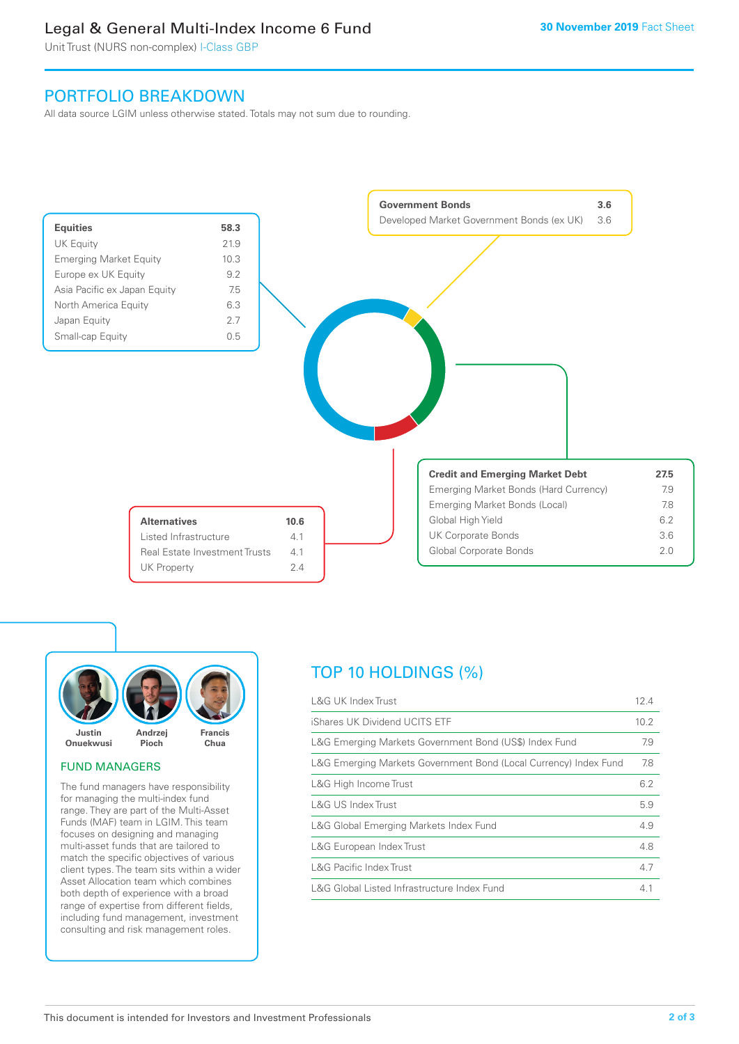# Legal & General Multi-Index Income 6 Fund

Unit Trust (NURS non-complex) I-Class GBP

30 November 2019 Fact Sheet

## PORTFOLIO BREAKDOWN

All data source LGIM unless otherwise stated. Totals may not sum due to rounding.

| Equities | 58.3 |
| --- | --- |
| UK Equity | 21.9 |
| Emerging Market Equity | 10.3 |
| Europe ex UK Equity | 9.2 |
| Asia Pacific ex Japan Equity | 7.5 |
| North America Equity | 6.3 |
| Japan Equity | 2.7 |
| Small-cap Equity | 0.5 |

| Government Bonds | 3.6 |
| --- | --- |
| Developed Market Government Bonds (ex UK) | 3.6 |

| Credit and Emerging Market Debt | 27.5 |
| --- | --- |
| Emerging Market Bonds (Hard Currency) | 7.9 |
| Emerging Market Bonds (Local) | 7.8 |
| Global High Yield | 6.2 |
| UK Corporate Bonds | 3.6 |
| Global Corporate Bonds | 2.0 |

| Alternatives | 10.6 |
| --- | --- |
| Listed Infrastructure | 4.1 |
| Real Estate Investment Trusts | 4.1 |
| UK Property | 2.4 |

Justin Onuekwusi, Andrzej Pioch, Francis Chua

### FUND MANAGERS

The fund managers have responsibility for managing the multi-index fund range. They are part of the Multi-Asset Funds (MAF) team in LGIM. This team focuses on designing and managing multi-asset funds that are tailored to match the specific objectives of various client types. The team sits within a wider Asset Allocation team which combines both depth of experience with a broad range of expertise from different fields, including fund management, investment consulting and risk management roles.

## TOP 10 HOLDINGS (%)

| Holding | % |
| --- | --- |
| L&G UK Index Trust | 12.4 |
| iShares UK Dividend UCITS ETF | 10.2 |
| L&G Emerging Markets Government Bond (US$) Index Fund | 7.9 |
| L&G Emerging Markets Government Bond (Local Currency) Index Fund | 7.8 |
| L&G High Income Trust | 6.2 |
| L&G US Index Trust | 5.9 |
| L&G Global Emerging Markets Index Fund | 4.9 |
| L&G European Index Trust | 4.8 |
| L&G Pacific Index Trust | 4.7 |
| L&G Global Listed Infrastructure Index Fund | 4.1 |

This document is intended for Investors and Investment Professionals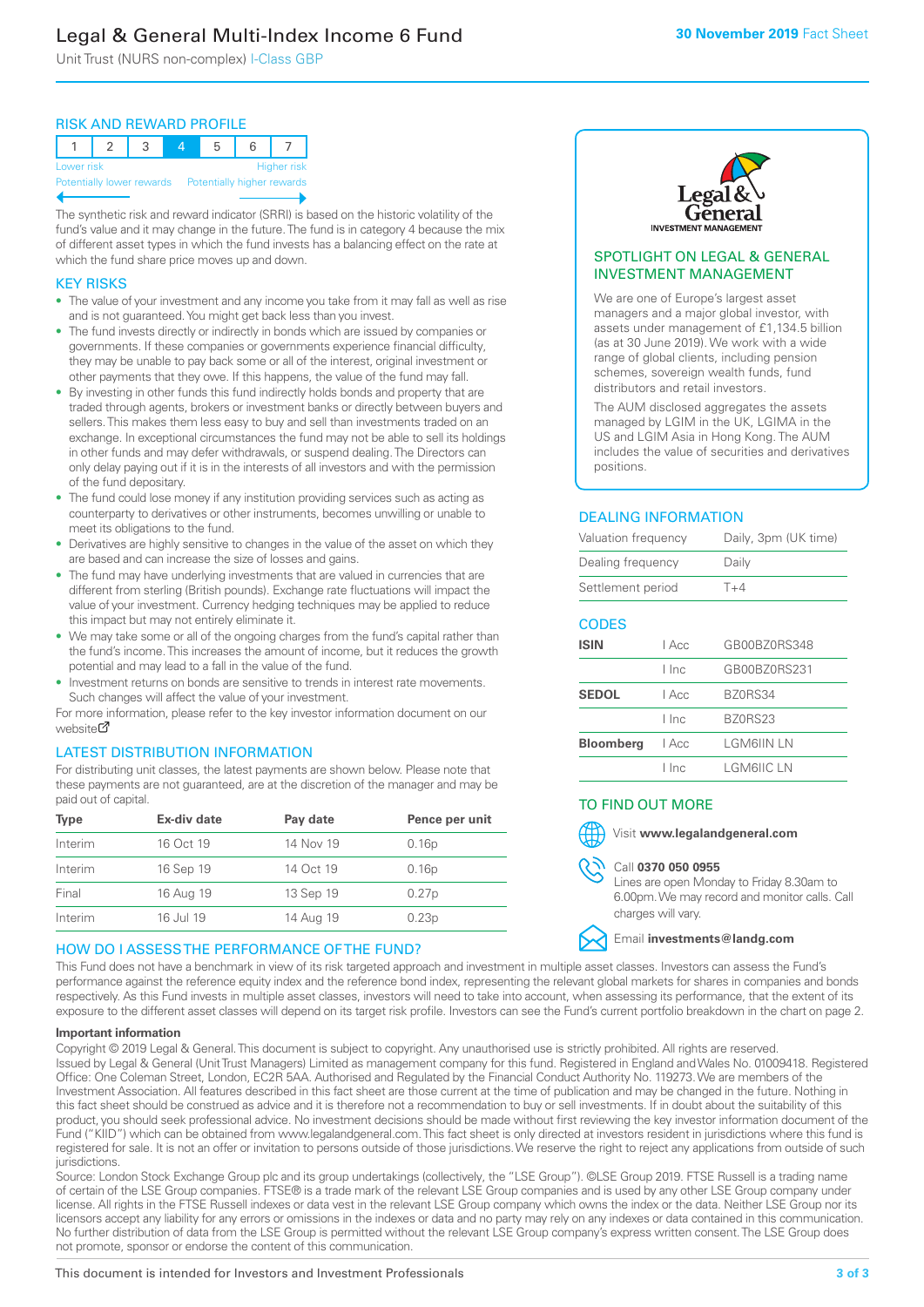# Legal & General Multi-Index Income 6 Fund

Unit Trust (NURS non-complex) I-Class GBP

**30 November 2019** Fact Sheet

## RISK AND REWARD PROFILE

| 1 | 2 | 3 | 4 | 5 | 6 | 7 |
|---|---|---|---|---|---|---|

Lower risk — Higher risk

Potentially lower rewards — Potentially higher rewards

The synthetic risk and reward indicator (SRRI) is based on the historic volatility of the fund's value and it may change in the future. The fund is in category 4 because the mix of different asset types in which the fund invests has a balancing effect on the rate at which the fund share price moves up and down.

## KEY RISKS

- The value of your investment and any income you take from it may fall as well as rise and is not guaranteed. You might get back less than you invest.
- The fund invests directly or indirectly in bonds which are issued by companies or governments. If these companies or governments experience financial difficulty, they may be unable to pay back some or all of the interest, original investment or other payments that they owe. If this happens, the value of the fund may fall.
- By investing in other funds this fund indirectly holds bonds and property that are traded through agents, brokers or investment banks or directly between buyers and sellers. This makes them less easy to buy and sell than investments traded on an exchange. In exceptional circumstances the fund may not be able to sell its holdings in other funds and may defer withdrawals, or suspend dealing. The Directors can only delay paying out if it is in the interests of all investors and with the permission of the fund depositary.
- The fund could lose money if any institution providing services such as acting as counterparty to derivatives or other instruments, becomes unwilling or unable to meet its obligations to the fund.
- Derivatives are highly sensitive to changes in the value of the asset on which they are based and can increase the size of losses and gains.
- The fund may have underlying investments that are valued in currencies that are different from sterling (British pounds). Exchange rate fluctuations will impact the value of your investment. Currency hedging techniques may be applied to reduce this impact but may not entirely eliminate it.
- We may take some or all of the ongoing charges from the fund's capital rather than the fund's income. This increases the amount of income, but it reduces the growth potential and may lead to a fall in the value of the fund.
- Investment returns on bonds are sensitive to trends in interest rate movements. Such changes will affect the value of your investment.

For more information, please refer to the key investor information document on our website

## LATEST DISTRIBUTION INFORMATION

For distributing unit classes, the latest payments are shown below. Please note that these payments are not guaranteed, are at the discretion of the manager and may be paid out of capital.

| Type | Ex-div date | Pay date | Pence per unit |
|---|---|---|---|
| Interim | 16 Oct 19 | 14 Nov 19 | 0.16p |
| Interim | 16 Sep 19 | 14 Oct 19 | 0.16p |
| Final | 16 Aug 19 | 13 Sep 19 | 0.27p |
| Interim | 16 Jul 19 | 14 Aug 19 | 0.23p |

## SPOTLIGHT ON LEGAL & GENERAL INVESTMENT MANAGEMENT

We are one of Europe's largest asset managers and a major global investor, with assets under management of £1,134.5 billion (as at 30 June 2019). We work with a wide range of global clients, including pension schemes, sovereign wealth funds, fund distributors and retail investors.

The AUM disclosed aggregates the assets managed by LGIM in the UK, LGIMA in the US and LGIM Asia in Hong Kong. The AUM includes the value of securities and derivatives positions.

## DEALING INFORMATION

| | |
|---|---|
| Valuation frequency | Daily, 3pm (UK time) |
| Dealing frequency | Daily |
| Settlement period | T+4 |

## CODES

| | | |
|---|---|---|
| **ISIN** | I Acc | GB00BZ0RS348 |
| | I Inc | GB00BZ0RS231 |
| **SEDOL** | I Acc | BZ0RS34 |
| | I Inc | BZ0RS23 |
| **Bloomberg** | I Acc | LGM6IIN LN |
| | I Inc | LGM6IIC LN |

## TO FIND OUT MORE

Visit **www.legalandgeneral.com**

Call **0370 050 0955**
Lines are open Monday to Friday 8.30am to 6.00pm. We may record and monitor calls. Call charges will vary.

Email **investments@landg.com**

## HOW DO I ASSESS THE PERFORMANCE OF THE FUND?

This Fund does not have a benchmark in view of its risk targeted approach and investment in multiple asset classes. Investors can assess the Fund's performance against the reference equity index and the reference bond index, representing the relevant global markets for shares in companies and bonds respectively. As this Fund invests in multiple asset classes, investors will need to take into account, when assessing its performance, that the extent of its exposure to the different asset classes will depend on its target risk profile. Investors can see the Fund's current portfolio breakdown in the chart on page 2.

**Important information**

Copyright © 2019 Legal & General. This document is subject to copyright. Any unauthorised use is strictly prohibited. All rights are reserved.
Issued by Legal & General (Unit Trust Managers) Limited as management company for this fund. Registered in England and Wales No. 01009418. Registered Office: One Coleman Street, London, EC2R 5AA. Authorised and Regulated by the Financial Conduct Authority No. 119273. We are members of the Investment Association. All features described in this fact sheet are those current at the time of publication and may be changed in the future. Nothing in this fact sheet should be construed as advice and it is therefore not a recommendation to buy or sell investments. If in doubt about the suitability of this product, you should seek professional advice. No investment decisions should be made without first reviewing the key investor information document of the Fund ("KIID") which can be obtained from www.legalandgeneral.com. This fact sheet is only directed at investors resident in jurisdictions where this fund is registered for sale. It is not an offer or invitation to persons outside of those jurisdictions. We reserve the right to reject any applications from outside of such jurisdictions.
Source: London Stock Exchange Group plc and its group undertakings (collectively, the "LSE Group"). ©LSE Group 2019. FTSE Russell is a trading name of certain of the LSE Group companies. FTSE® is a trade mark of the relevant LSE Group companies and is used by any other LSE Group company under license. All rights in the FTSE Russell indexes or data vest in the relevant LSE Group company which owns the index or the data. Neither LSE Group nor its licensors accept any liability for any errors or omissions in the indexes or data and no party may rely on any indexes or data contained in this communication. No further distribution of data from the LSE Group is permitted without the relevant LSE Group company's express written consent. The LSE Group does not promote, sponsor or endorse the content of this communication.

This document is intended for Investors and Investment Professionals